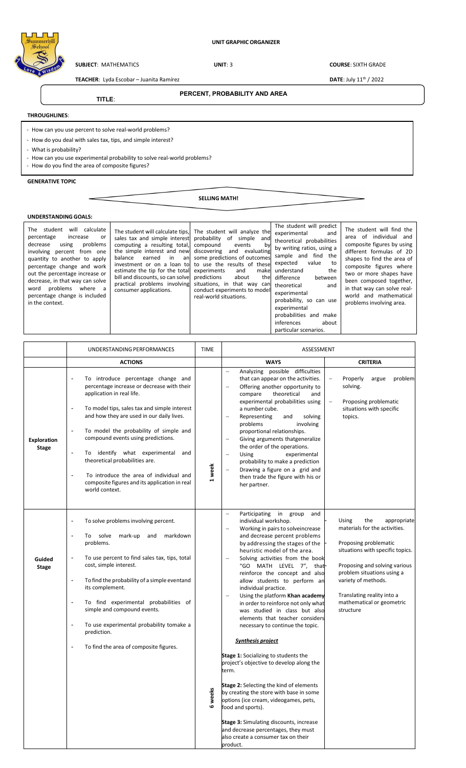# UNIT GRAPHIC ORGANIZER

**SUBJECT**: MATHEMATICS **UNIT**: 3 **COURSE**: SIXTH GRADE

**TEACHER**: Lyda Escobar – Juanita Ramírez **DATE**: July 11th / 2022

**TITLE**: **PERCENT, PROBABILITY AND AREA**

## THROUGHLINES:

- How can you use percent to solve real-world problems?
- How do you deal with sales tax, tips, and simple interest?
- What is probability?
- How can you use experimental probability to solve real-world problems?
- How do you find the area of composite figures?

## GENERATIVE TOPIC

**SELLING MATH!**

## UNDERSTANDING GOALS:

| | | | | |
|---|---|---|---|---|
| The student will calculate percentage increase or decrease using problems involving percent from one quantity to another to apply percentage change and work out the percentage increase or decrease, in that way can solve word problems where a percentage change is included in the context. | The student will calculate tips, sales tax and simple interest computing a resulting total, the simple interest and new balance earned in an investment or on a loan to estimate the tip for the total bill and discounts, so can solve practical problems involving consumer applications. | The student will analyze the probability of simple and compound events by discovering and evaluating some predictions of outcomes to use the results of these experiments and make predictions about the situations, in that way can conduct experiments to model real-world situations. | The student will predict experimental and theoretical probabilities by writing ratios, using a sample and find the expected value to understand the difference between theoretical and experimental probability, so can use experimental probabilities and make inferences about particular scenarios. | The student will find the area of individual and composite figures by using different formulas of 2D shapes to find the area of composite figures where two or more shapes have been composed together, in that way can solve real-world and mathematical problems involving area. |

| | UNDERSTANDING PERFORMANCES | TIME | ASSESSMENT | |
|---|---|---|---|---|
| | **ACTIONS** | | **WAYS** | **CRITERIA** |
| **Exploration Stage** | - To introduce percentage change and percentage increase or decrease with their application in real life.<br>- To model tips, sales tax and simple interest and how they are used in our daily lives.<br>- To model the probability of simple and compound events using predictions.<br>- To identify what experimental and theoretical probabilities are.<br>- To introduce the area of individual and composite figures and its application in real world context. | 1 week | - Analyzing possible difficulties that can appear on the activities.<br>- Offering another opportunity to compare theoretical and experimental probabilities using a number cube.<br>- Representing and solving problems involving proportional relationships.<br>- Giving arguments thatgeneralize the order of the operations.<br>- Using experimental probability to make a prediction<br>- Drawing a figure on a grid and then trade the figure with his or her partner. | - Properly argue problem solving.<br>- Proposing problematic situations with specific topics. |
| **Guided Stage** | - To solve problems involving percent.<br>- To solve mark-up and markdown problems.<br>- To use percent to find sales tax, tips, total cost, simple interest.<br>- To find the probability of a simple eventand its complement.<br>- To find experimental probabilities of simple and compound events.<br>- To use experimental probability tomake a prediction.<br>- To find the area of composite figures. | 6 weeks | - Participating in group and individual workshop.<br>- Working in pairs to solveincrease and decrease percent problems by addressing the stages of the heuristic model of the area.<br>- Solving activities from the book "GO MATH LEVEL 7", that reinforce the concept and also allow students to perform an individual practice.<br>- Using the platform **Khan academy** in order to reinforce not only what was studied in class but also elements that teacher considers necessary to continue the topic.<br><br>***Synthesis project***<br><br>**Stage 1:** Socializing to students the project's objective to develop along the term.<br><br>**Stage 2:** Selecting the kind of elements by creating the store with base in some options (ice cream, videogames, pets, food and sports).<br><br>**Stage 3:** Simulating discounts, increase and decrease percentages, they must also create a consumer tax on their product. | - Using the appropriate materials for the activities.<br>- Proposing problematic situations with specific topics.<br>- Proposing and solving various problem situations using a variety of methods.<br>- Translating reality into a mathematical or geometric structure |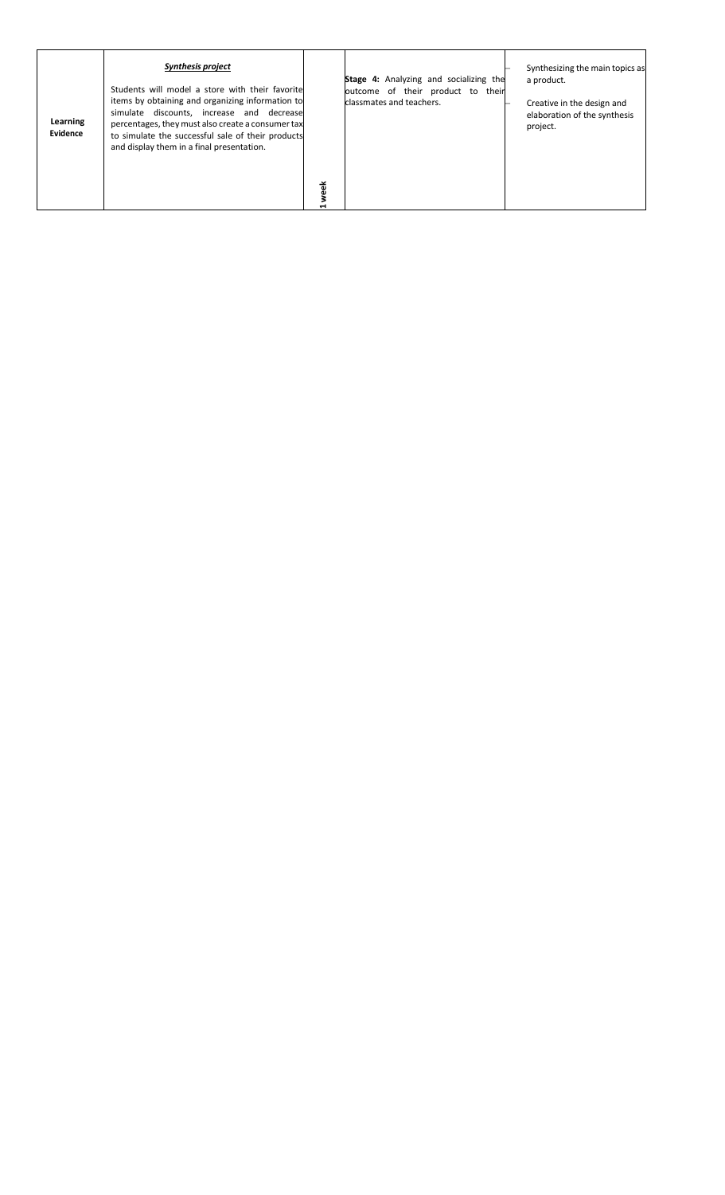| | | | | |
|---|---|---|---|---|
| **Learning Evidence** | ***Synthesis project***<br><br>Students will model a store with their favorite items by obtaining and organizing information to simulate discounts, increase and decrease percentages, they must also create a consumer tax to simulate the successful sale of their products and display them in a final presentation. | **1 week** | **Stage 4:** Analyzing and socializing the outcome of their product to their classmates and teachers. | – Synthesizing the main topics as a product.<br><br>– Creative in the design and elaboration of the synthesis project. |